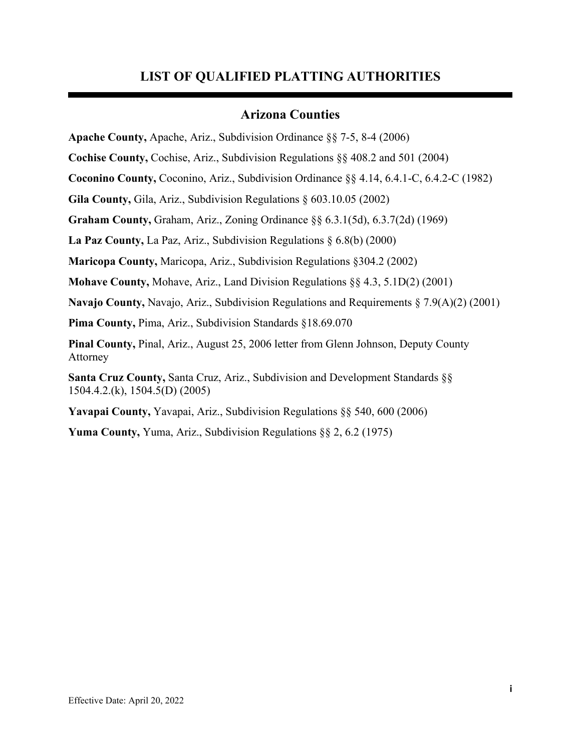# LIST OF QUALIFIED PLATTING AUTHORITIES

## Arizona Counties

**Apache County,** Apache, Ariz., Subdivision Ordinance §§ 7-5, 8-4 (2006)

**Cochise County,** Cochise, Ariz., Subdivision Regulations §§ 408.2 and 501 (2004)

**Coconino County,** Coconino, Ariz., Subdivision Ordinance §§ 4.14, 6.4.1-C, 6.4.2-C (1982)

**Gila County,** Gila, Ariz., Subdivision Regulations § 603.10.05 (2002)

**Graham County,** Graham, Ariz., Zoning Ordinance §§ 6.3.1(5d), 6.3.7(2d) (1969)

**La Paz County,** La Paz, Ariz., Subdivision Regulations § 6.8(b) (2000)

**Maricopa County,** Maricopa, Ariz., Subdivision Regulations §304.2 (2002)

**Mohave County,** Mohave, Ariz., Land Division Regulations §§ 4.3, 5.1D(2) (2001)

**Navajo County,** Navajo, Ariz., Subdivision Regulations and Requirements § 7.9(A)(2) (2001)

**Pima County,** Pima, Ariz., Subdivision Standards §18.69.070

**Pinal County,** Pinal, Ariz., August 25, 2006 letter from Glenn Johnson, Deputy County Attorney

**Santa Cruz County,** Santa Cruz, Ariz., Subdivision and Development Standards §§ 1504.4.2.(k), 1504.5(D) (2005)

**Yavapai County,** Yavapai, Ariz., Subdivision Regulations §§ 540, 600 (2006)

**Yuma County,** Yuma, Ariz., Subdivision Regulations §§ 2, 6.2 (1975)

Effective Date: April 20, 2022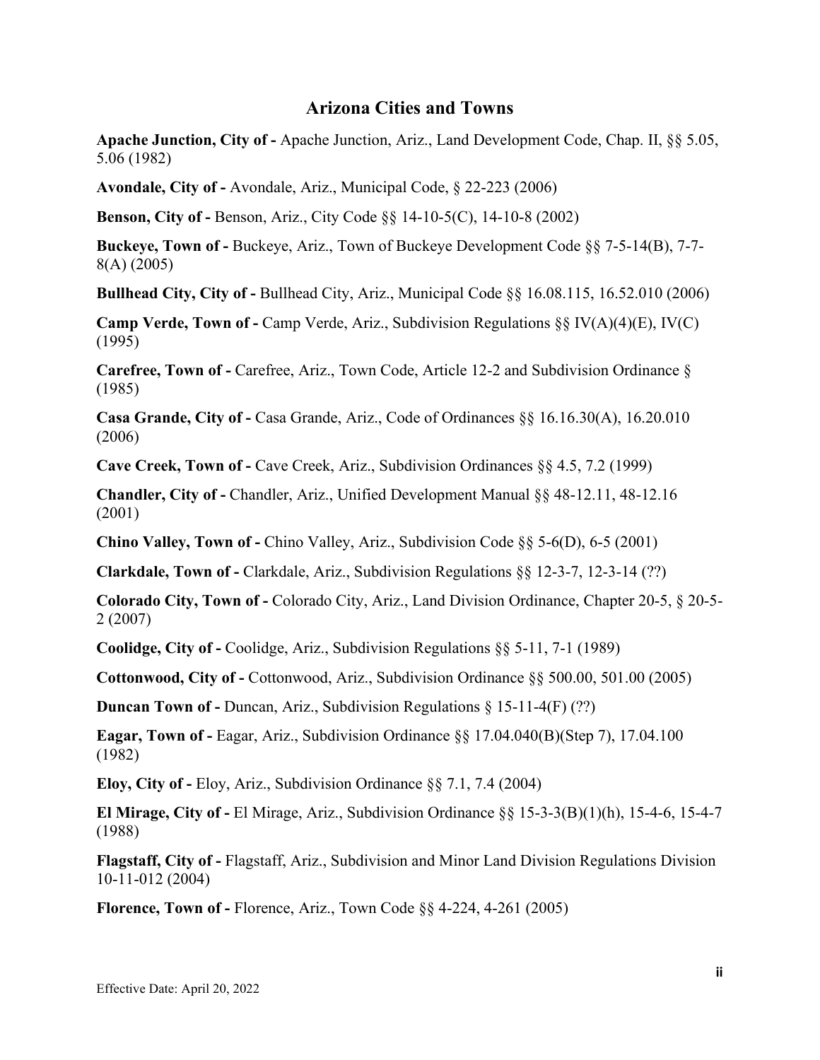## Arizona Cities and Towns

**Apache Junction, City of -** Apache Junction, Ariz., Land Development Code, Chap. II, §§ 5.05, 5.06 (1982)

**Avondale, City of -** Avondale, Ariz., Municipal Code, § 22-223 (2006)

**Benson, City of -** Benson, Ariz., City Code §§ 14-10-5(C), 14-10-8 (2002)

**Buckeye, Town of -** Buckeye, Ariz., Town of Buckeye Development Code §§ 7-5-14(B), 7-7-8(A) (2005)

**Bullhead City, City of -** Bullhead City, Ariz., Municipal Code §§ 16.08.115, 16.52.010 (2006)

**Camp Verde, Town of -** Camp Verde, Ariz., Subdivision Regulations §§ IV(A)(4)(E), IV(C) (1995)

**Carefree, Town of -** Carefree, Ariz., Town Code, Article 12-2 and Subdivision Ordinance § (1985)

**Casa Grande, City of -** Casa Grande, Ariz., Code of Ordinances §§ 16.16.30(A), 16.20.010 (2006)

**Cave Creek, Town of -** Cave Creek, Ariz., Subdivision Ordinances §§ 4.5, 7.2 (1999)

**Chandler, City of -** Chandler, Ariz., Unified Development Manual §§ 48-12.11, 48-12.16 (2001)

**Chino Valley, Town of -** Chino Valley, Ariz., Subdivision Code §§ 5-6(D), 6-5 (2001)

**Clarkdale, Town of -** Clarkdale, Ariz., Subdivision Regulations §§ 12-3-7, 12-3-14 (??)

**Colorado City, Town of -** Colorado City, Ariz., Land Division Ordinance, Chapter 20-5, § 20-5-2 (2007)

**Coolidge, City of -** Coolidge, Ariz., Subdivision Regulations §§ 5-11, 7-1 (1989)

**Cottonwood, City of -** Cottonwood, Ariz., Subdivision Ordinance §§ 500.00, 501.00 (2005)

**Duncan Town of -** Duncan, Ariz., Subdivision Regulations § 15-11-4(F) (??)

**Eagar, Town of -** Eagar, Ariz., Subdivision Ordinance §§ 17.04.040(B)(Step 7), 17.04.100 (1982)

**Eloy, City of -** Eloy, Ariz., Subdivision Ordinance §§ 7.1, 7.4 (2004)

**El Mirage, City of -** El Mirage, Ariz., Subdivision Ordinance §§ 15-3-3(B)(1)(h), 15-4-6, 15-4-7 (1988)

**Flagstaff, City of -** Flagstaff, Ariz., Subdivision and Minor Land Division Regulations Division 10-11-012 (2004)

**Florence, Town of -** Florence, Ariz., Town Code §§ 4-224, 4-261 (2005)

Effective Date: April 20, 2022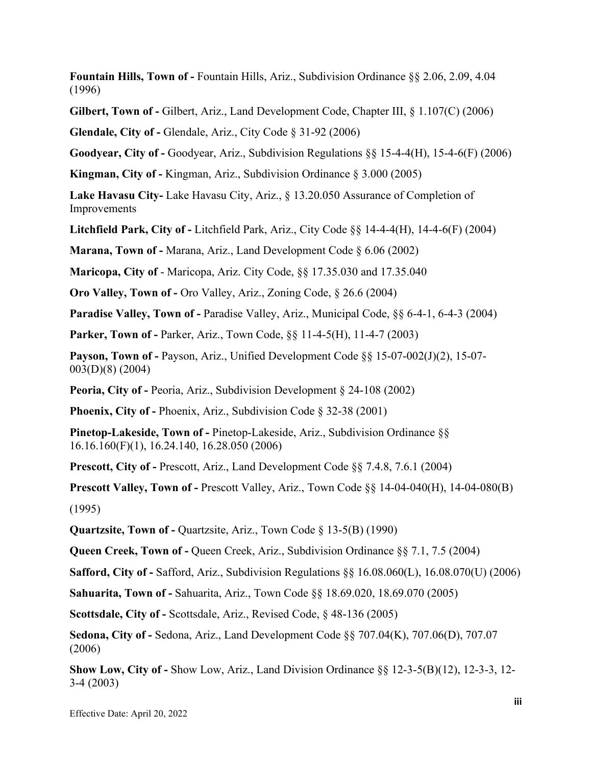**Fountain Hills, Town of -** Fountain Hills, Ariz., Subdivision Ordinance §§ 2.06, 2.09, 4.04 (1996)

**Gilbert, Town of -** Gilbert, Ariz., Land Development Code, Chapter III, § 1.107(C) (2006)

**Glendale, City of -** Glendale, Ariz., City Code § 31-92 (2006)

**Goodyear, City of -** Goodyear, Ariz., Subdivision Regulations §§ 15-4-4(H), 15-4-6(F) (2006)

**Kingman, City of -** Kingman, Ariz., Subdivision Ordinance § 3.000 (2005)

**Lake Havasu City-** Lake Havasu City, Ariz., § 13.20.050 Assurance of Completion of Improvements

**Litchfield Park, City of -** Litchfield Park, Ariz., City Code §§ 14-4-4(H), 14-4-6(F) (2004)

**Marana, Town of -** Marana, Ariz., Land Development Code § 6.06 (2002)

**Maricopa, City of** - Maricopa, Ariz. City Code, §§ 17.35.030 and 17.35.040

**Oro Valley, Town of -** Oro Valley, Ariz., Zoning Code, § 26.6 (2004)

**Paradise Valley, Town of -** Paradise Valley, Ariz., Municipal Code, §§ 6-4-1, 6-4-3 (2004)

**Parker, Town of -** Parker, Ariz., Town Code, §§ 11-4-5(H), 11-4-7 (2003)

**Payson, Town of -** Payson, Ariz., Unified Development Code §§ 15-07-002(J)(2), 15-07-003(D)(8) (2004)

**Peoria, City of -** Peoria, Ariz., Subdivision Development § 24-108 (2002)

**Phoenix, City of -** Phoenix, Ariz., Subdivision Code § 32-38 (2001)

**Pinetop-Lakeside, Town of -** Pinetop-Lakeside, Ariz., Subdivision Ordinance §§ 16.16.160(F)(1), 16.24.140, 16.28.050 (2006)

**Prescott, City of -** Prescott, Ariz., Land Development Code §§ 7.4.8, 7.6.1 (2004)

**Prescott Valley, Town of -** Prescott Valley, Ariz., Town Code §§ 14-04-040(H), 14-04-080(B) (1995)

**Quartzsite, Town of -** Quartzsite, Ariz., Town Code § 13-5(B) (1990)

**Queen Creek, Town of -** Queen Creek, Ariz., Subdivision Ordinance §§ 7.1, 7.5 (2004)

**Safford, City of -** Safford, Ariz., Subdivision Regulations §§ 16.08.060(L), 16.08.070(U) (2006)

**Sahuarita, Town of -** Sahuarita, Ariz., Town Code §§ 18.69.020, 18.69.070 (2005)

**Scottsdale, City of -** Scottsdale, Ariz., Revised Code, § 48-136 (2005)

**Sedona, City of -** Sedona, Ariz., Land Development Code §§ 707.04(K), 707.06(D), 707.07 (2006)

**Show Low, City of -** Show Low, Ariz., Land Division Ordinance §§ 12-3-5(B)(12), 12-3-3, 12-3-4 (2003)

Effective Date: April 20, 2022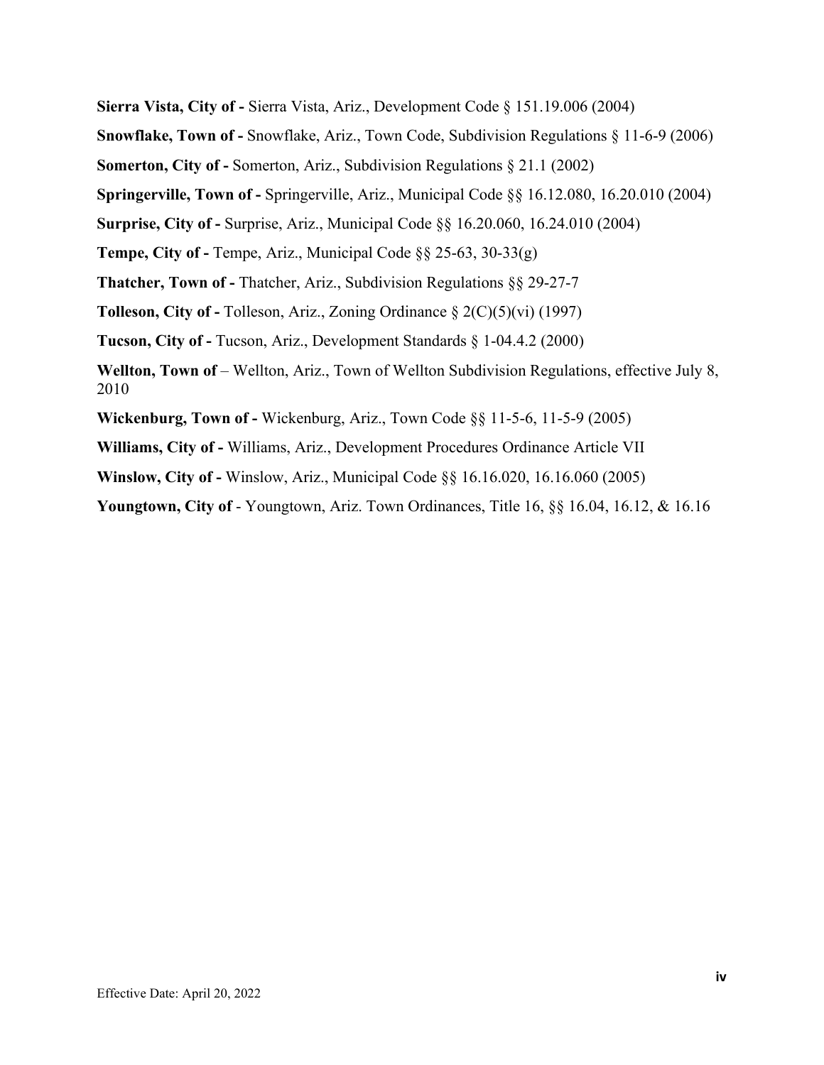**Sierra Vista, City of -** Sierra Vista, Ariz., Development Code § 151.19.006 (2004)

**Snowflake, Town of -** Snowflake, Ariz., Town Code, Subdivision Regulations § 11-6-9 (2006)

**Somerton, City of -** Somerton, Ariz., Subdivision Regulations § 21.1 (2002)

**Springerville, Town of -** Springerville, Ariz., Municipal Code §§ 16.12.080, 16.20.010 (2004)

**Surprise, City of -** Surprise, Ariz., Municipal Code §§ 16.20.060, 16.24.010 (2004)

**Tempe, City of -** Tempe, Ariz., Municipal Code §§ 25-63, 30-33(g)

**Thatcher, Town of -** Thatcher, Ariz., Subdivision Regulations §§ 29-27-7

**Tolleson, City of -** Tolleson, Ariz., Zoning Ordinance § 2(C)(5)(vi) (1997)

**Tucson, City of -** Tucson, Ariz., Development Standards § 1-04.4.2 (2000)

**Wellton, Town of** – Wellton, Ariz., Town of Wellton Subdivision Regulations, effective July 8, 2010

**Wickenburg, Town of -** Wickenburg, Ariz., Town Code §§ 11-5-6, 11-5-9 (2005)

**Williams, City of -** Williams, Ariz., Development Procedures Ordinance Article VII

**Winslow, City of -** Winslow, Ariz., Municipal Code §§ 16.16.020, 16.16.060 (2005)

**Youngtown, City of** - Youngtown, Ariz. Town Ordinances, Title 16, §§ 16.04, 16.12, & 16.16